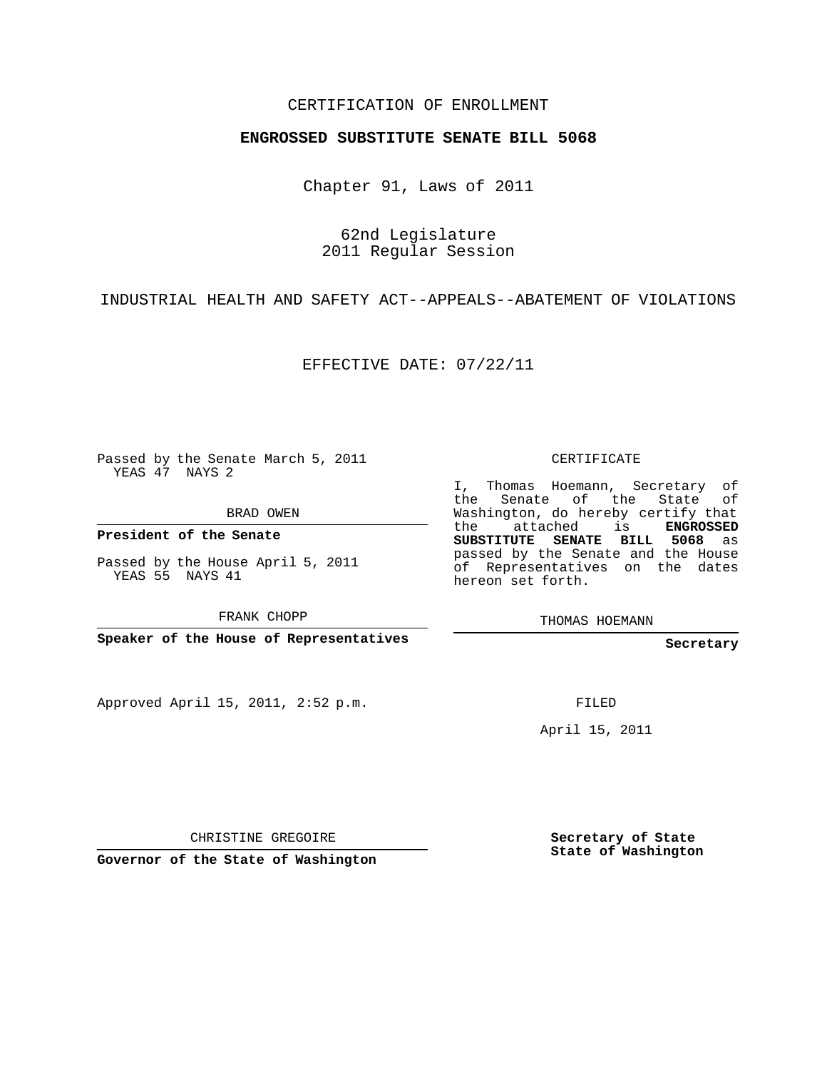CERTIFICATION OF ENROLLMENT

**ENGROSSED SUBSTITUTE SENATE BILL 5068**

Chapter 91, Laws of 2011

62nd Legislature
2011 Regular Session

INDUSTRIAL HEALTH AND SAFETY ACT--APPEALS--ABATEMENT OF VIOLATIONS

EFFECTIVE DATE: 07/22/11

Passed by the Senate March 5, 2011
YEAS 47 NAYS 2

BRAD OWEN

**President of the Senate**

Passed by the House April 5, 2011
YEAS 55 NAYS 41

FRANK CHOPP

**Speaker of the House of Representatives**

Approved April 15, 2011, 2:52 p.m.

CHRISTINE GREGOIRE

**Governor of the State of Washington**

CERTIFICATE

I, Thomas Hoemann, Secretary of the Senate of the State of Washington, do hereby certify that the attached is **ENGROSSED SUBSTITUTE SENATE BILL 5068** as passed by the Senate and the House of Representatives on the dates hereon set forth.

THOMAS HOEMANN

**Secretary**

FILED

April 15, 2011

**Secretary of State**
**State of Washington**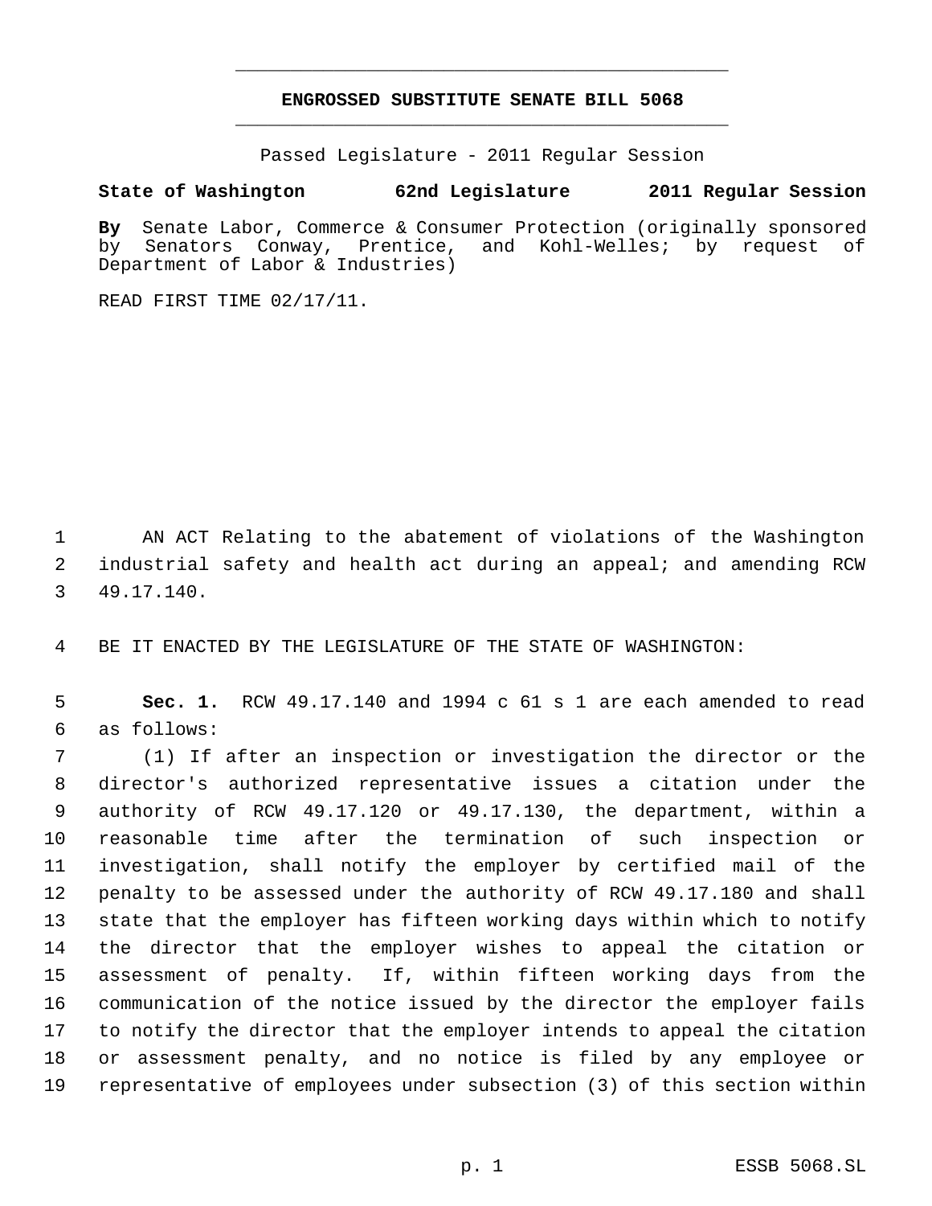# ENGROSSED SUBSTITUTE SENATE BILL 5068

Passed Legislature - 2011 Regular Session

**State of Washington 62nd Legislature 2011 Regular Session**

**By** Senate Labor, Commerce & Consumer Protection (originally sponsored by Senators Conway, Prentice, and Kohl-Welles; by request of Department of Labor & Industries)

READ FIRST TIME 02/17/11.

AN ACT Relating to the abatement of violations of the Washington industrial safety and health act during an appeal; and amending RCW 49.17.140.

BE IT ENACTED BY THE LEGISLATURE OF THE STATE OF WASHINGTON:

**Sec. 1.** RCW 49.17.140 and 1994 c 61 s 1 are each amended to read as follows:

(1) If after an inspection or investigation the director or the director's authorized representative issues a citation under the authority of RCW 49.17.120 or 49.17.130, the department, within a reasonable time after the termination of such inspection or investigation, shall notify the employer by certified mail of the penalty to be assessed under the authority of RCW 49.17.180 and shall state that the employer has fifteen working days within which to notify the director that the employer wishes to appeal the citation or assessment of penalty. If, within fifteen working days from the communication of the notice issued by the director the employer fails to notify the director that the employer intends to appeal the citation or assessment penalty, and no notice is filed by any employee or representative of employees under subsection (3) of this section within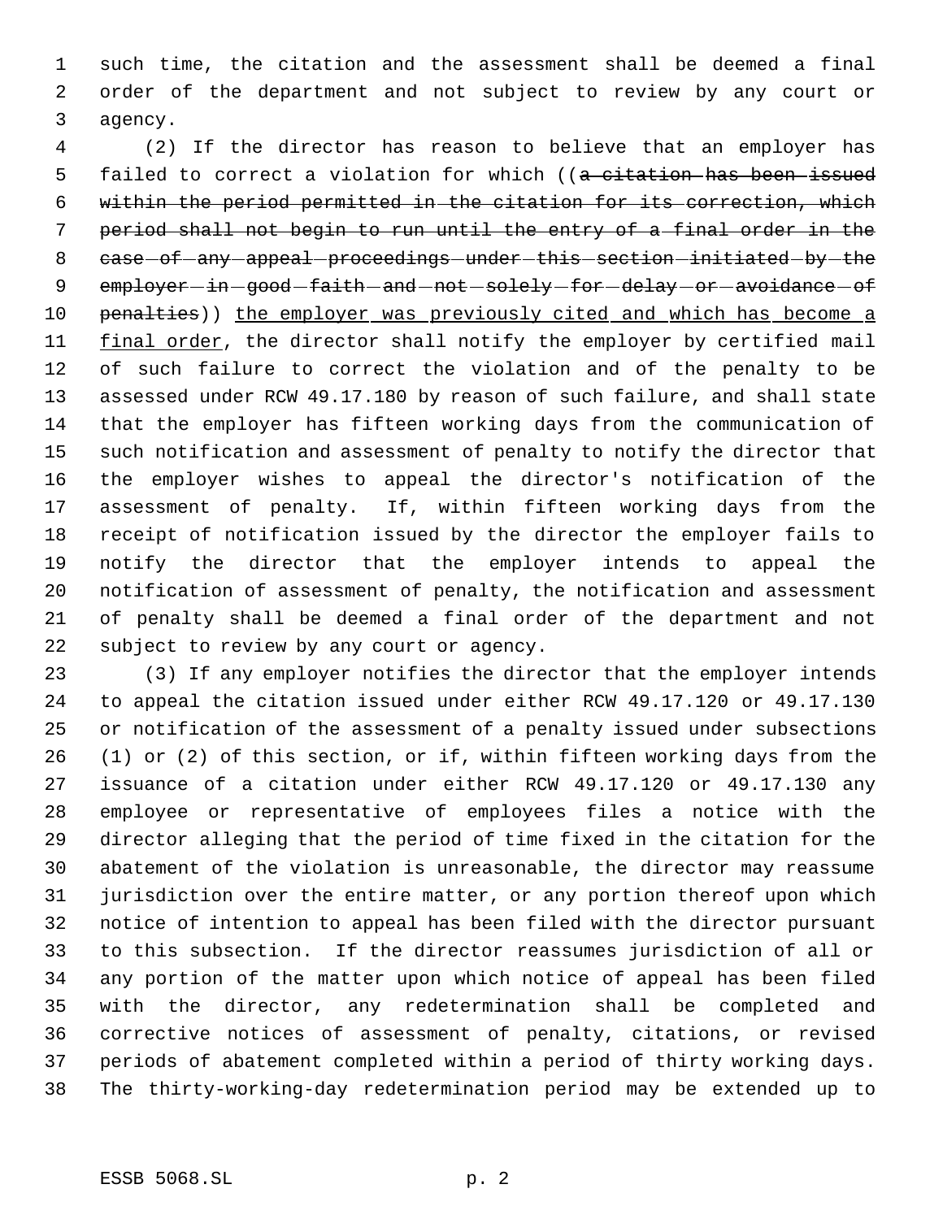such time, the citation and the assessment shall be deemed a final order of the department and not subject to review by any court or agency.

(2) If the director has reason to believe that an employer has failed to correct a violation for which ((~~a citation has been issued within the period permitted in the citation for its correction, which period shall not begin to run until the entry of a final order in the case of any appeal proceedings under this section initiated by the employer in good faith and not solely for delay or avoidance of penalties~~)) <u>the employer was previously cited and which has become a final order</u>, the director shall notify the employer by certified mail of such failure to correct the violation and of the penalty to be assessed under RCW 49.17.180 by reason of such failure, and shall state that the employer has fifteen working days from the communication of such notification and assessment of penalty to notify the director that the employer wishes to appeal the director's notification of the assessment of penalty. If, within fifteen working days from the receipt of notification issued by the director the employer fails to notify the director that the employer intends to appeal the notification of assessment of penalty, the notification and assessment of penalty shall be deemed a final order of the department and not subject to review by any court or agency.

(3) If any employer notifies the director that the employer intends to appeal the citation issued under either RCW 49.17.120 or 49.17.130 or notification of the assessment of a penalty issued under subsections (1) or (2) of this section, or if, within fifteen working days from the issuance of a citation under either RCW 49.17.120 or 49.17.130 any employee or representative of employees files a notice with the director alleging that the period of time fixed in the citation for the abatement of the violation is unreasonable, the director may reassume jurisdiction over the entire matter, or any portion thereof upon which notice of intention to appeal has been filed with the director pursuant to this subsection. If the director reassumes jurisdiction of all or any portion of the matter upon which notice of appeal has been filed with the director, any redetermination shall be completed and corrective notices of assessment of penalty, citations, or revised periods of abatement completed within a period of thirty working days. The thirty-working-day redetermination period may be extended up to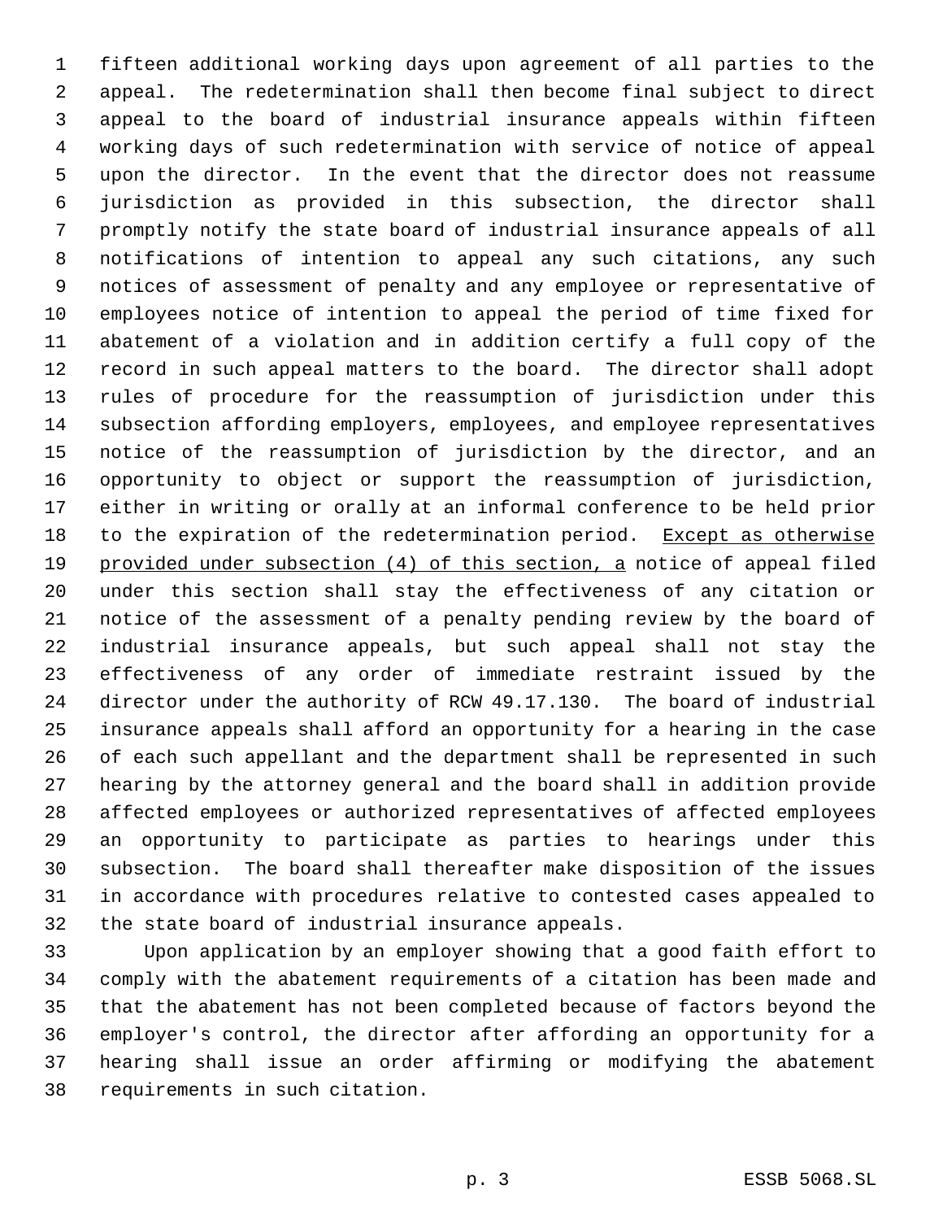fifteen additional working days upon agreement of all parties to the appeal. The redetermination shall then become final subject to direct appeal to the board of industrial insurance appeals within fifteen working days of such redetermination with service of notice of appeal upon the director. In the event that the director does not reassume jurisdiction as provided in this subsection, the director shall promptly notify the state board of industrial insurance appeals of all notifications of intention to appeal any such citations, any such notices of assessment of penalty and any employee or representative of employees notice of intention to appeal the period of time fixed for abatement of a violation and in addition certify a full copy of the record in such appeal matters to the board. The director shall adopt rules of procedure for the reassumption of jurisdiction under this subsection affording employers, employees, and employee representatives notice of the reassumption of jurisdiction by the director, and an opportunity to object or support the reassumption of jurisdiction, either in writing or orally at an informal conference to be held prior to the expiration of the redetermination period. <u>Except as otherwise provided under subsection (4) of this section, a</u> notice of appeal filed under this section shall stay the effectiveness of any citation or notice of the assessment of a penalty pending review by the board of industrial insurance appeals, but such appeal shall not stay the effectiveness of any order of immediate restraint issued by the director under the authority of RCW 49.17.130. The board of industrial insurance appeals shall afford an opportunity for a hearing in the case of each such appellant and the department shall be represented in such hearing by the attorney general and the board shall in addition provide affected employees or authorized representatives of affected employees an opportunity to participate as parties to hearings under this subsection. The board shall thereafter make disposition of the issues in accordance with procedures relative to contested cases appealed to the state board of industrial insurance appeals.

Upon application by an employer showing that a good faith effort to comply with the abatement requirements of a citation has been made and that the abatement has not been completed because of factors beyond the employer's control, the director after affording an opportunity for a hearing shall issue an order affirming or modifying the abatement requirements in such citation.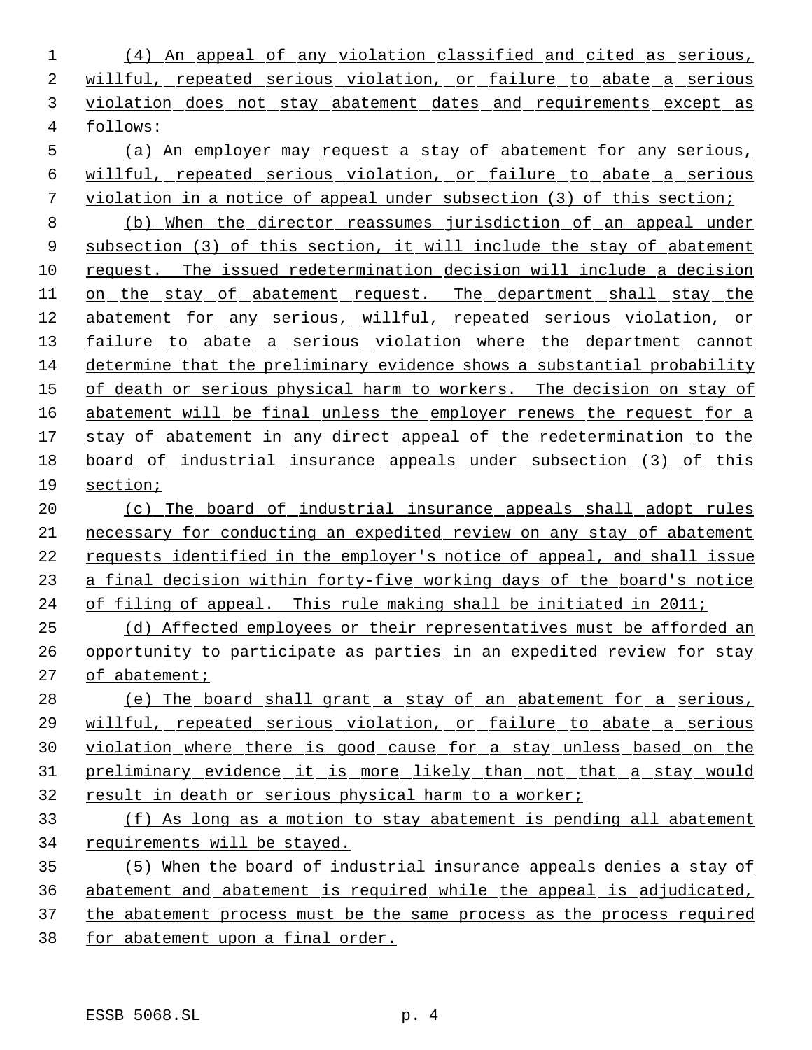(4) An appeal of any violation classified and cited as serious, willful, repeated serious violation, or failure to abate a serious violation does not stay abatement dates and requirements except as follows:

(a) An employer may request a stay of abatement for any serious, willful, repeated serious violation, or failure to abate a serious violation in a notice of appeal under subsection (3) of this section;

(b) When the director reassumes jurisdiction of an appeal under subsection (3) of this section, it will include the stay of abatement request. The issued redetermination decision will include a decision on the stay of abatement request. The department shall stay the abatement for any serious, willful, repeated serious violation, or failure to abate a serious violation where the department cannot determine that the preliminary evidence shows a substantial probability of death or serious physical harm to workers. The decision on stay of abatement will be final unless the employer renews the request for a stay of abatement in any direct appeal of the redetermination to the board of industrial insurance appeals under subsection (3) of this section;

(c) The board of industrial insurance appeals shall adopt rules necessary for conducting an expedited review on any stay of abatement requests identified in the employer's notice of appeal, and shall issue a final decision within forty-five working days of the board's notice of filing of appeal. This rule making shall be initiated in 2011;

(d) Affected employees or their representatives must be afforded an opportunity to participate as parties in an expedited review for stay of abatement;

(e) The board shall grant a stay of an abatement for a serious, willful, repeated serious violation, or failure to abate a serious violation where there is good cause for a stay unless based on the preliminary evidence it is more likely than not that a stay would result in death or serious physical harm to a worker;

(f) As long as a motion to stay abatement is pending all abatement requirements will be stayed.

(5) When the board of industrial insurance appeals denies a stay of abatement and abatement is required while the appeal is adjudicated, the abatement process must be the same process as the process required for abatement upon a final order.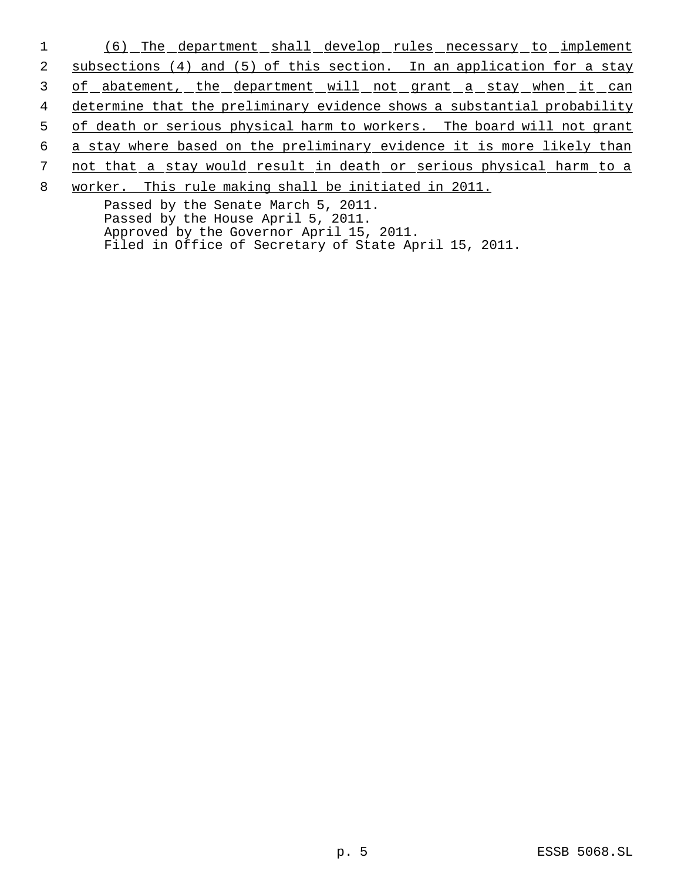(6) The department shall develop rules necessary to implement subsections (4) and (5) of this section. In an application for a stay of abatement, the department will not grant a stay when it can determine that the preliminary evidence shows a substantial probability of death or serious physical harm to workers. The board will not grant a stay where based on the preliminary evidence it is more likely than not that a stay would result in death or serious physical harm to a worker. This rule making shall be initiated in 2011.

Passed by the Senate March 5, 2011.
Passed by the House April 5, 2011.
Approved by the Governor April 15, 2011.
Filed in Office of Secretary of State April 15, 2011.